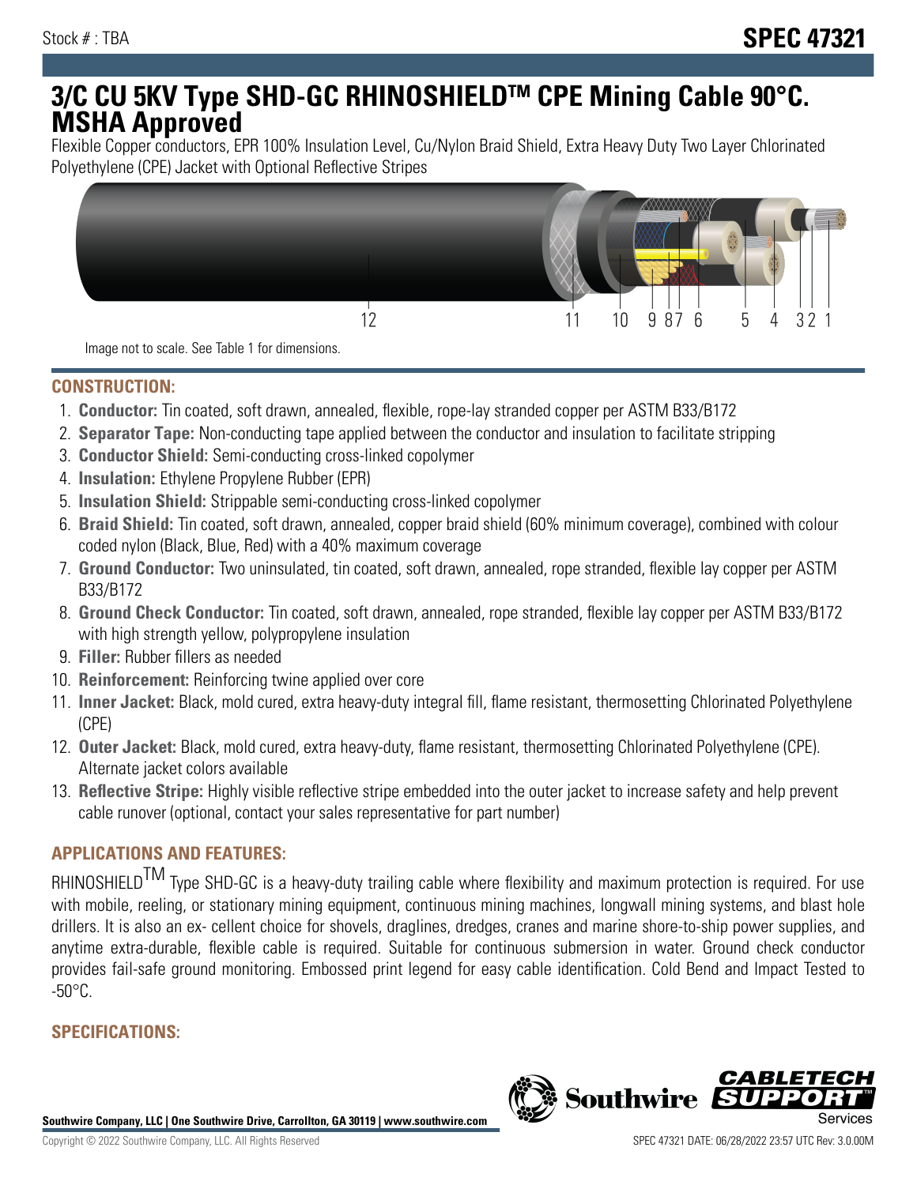Stock # : TBA

**SPEC 47321**

# 3/C CU 5KV Type SHD-GC RHINOSHIELDTM CPE Mining Cable 90°C. MSHA Approved

Flexible Copper conductors, EPR 100% Insulation Level, Cu/Nylon Braid Shield, Extra Heavy Duty Two Layer Chlorinated Polyethylene (CPE) Jacket with Optional Reflective Stripes

12 11 10 9 8 7 6 5 4 3 2 1

Image not to scale. See Table 1 for dimensions.

## CONSTRUCTION:

1. **Conductor:** Tin coated, soft drawn, annealed, flexible, rope-lay stranded copper per ASTM B33/B172
2. **Separator Tape:** Non-conducting tape applied between the conductor and insulation to facilitate stripping
3. **Conductor Shield:** Semi-conducting cross-linked copolymer
4. **Insulation:** Ethylene Propylene Rubber (EPR)
5. **Insulation Shield:** Strippable semi-conducting cross-linked copolymer
6. **Braid Shield:** Tin coated, soft drawn, annealed, copper braid shield (60% minimum coverage), combined with colour coded nylon (Black, Blue, Red) with a 40% maximum coverage
7. **Ground Conductor:** Two uninsulated, tin coated, soft drawn, annealed, rope stranded, flexible lay copper per ASTM B33/B172
8. **Ground Check Conductor:** Tin coated, soft drawn, annealed, rope stranded, flexible lay copper per ASTM B33/B172 with high strength yellow, polypropylene insulation
9. **Filler:** Rubber fillers as needed
10. **Reinforcement:** Reinforcing twine applied over core
11. **Inner Jacket:** Black, mold cured, extra heavy-duty integral fill, flame resistant, thermosetting Chlorinated Polyethylene (CPE)
12. **Outer Jacket:** Black, mold cured, extra heavy-duty, flame resistant, thermosetting Chlorinated Polyethylene (CPE). Alternate jacket colors available
13. **Reflective Stripe:** Highly visible reflective stripe embedded into the outer jacket to increase safety and help prevent cable runover (optional, contact your sales representative for part number)

## APPLICATIONS AND FEATURES:

RHINOSHIELDTM Type SHD-GC is a heavy-duty trailing cable where flexibility and maximum protection is required. For use with mobile, reeling, or stationary mining equipment, continuous mining machines, longwall mining systems, and blast hole drillers. It is also an ex- cellent choice for shovels, draglines, dredges, cranes and marine shore-to-ship power supplies, and anytime extra-durable, flexible cable is required. Suitable for continuous submersion in water. Ground check conductor provides fail-safe ground monitoring. Embossed print legend for easy cable identification. Cold Bend and Impact Tested to -50°C.

## SPECIFICATIONS: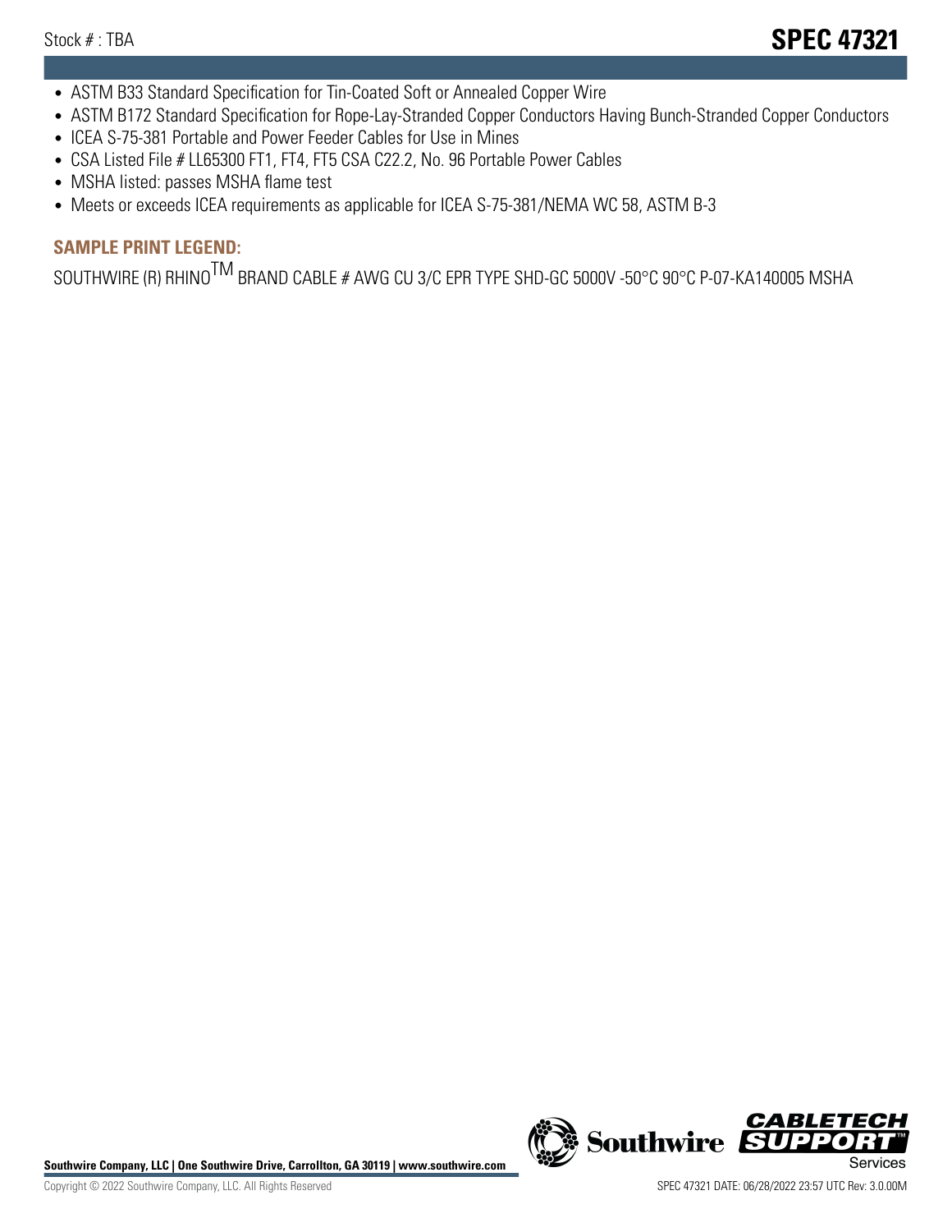- ASTM B33 Standard Specification for Tin-Coated Soft or Annealed Copper Wire
- ASTM B172 Standard Specification for Rope-Lay-Stranded Copper Conductors Having Bunch-Stranded Copper Conductors
- ICEA S-75-381 Portable and Power Feeder Cables for Use in Mines
- CSA Listed File # LL65300 FT1, FT4, FT5 CSA C22.2, No. 96 Portable Power Cables
- MSHA listed: passes MSHA flame test
- Meets or exceeds ICEA requirements as applicable for ICEA S-75-381/NEMA WC 58, ASTM B-3

## SAMPLE PRINT LEGEND:

SOUTHWIRE (R) RHINO$^{TM}$ BRAND CABLE # AWG CU 3/C EPR TYPE SHD-GC 5000V -50°C 90°C P-07-KA140005 MSHA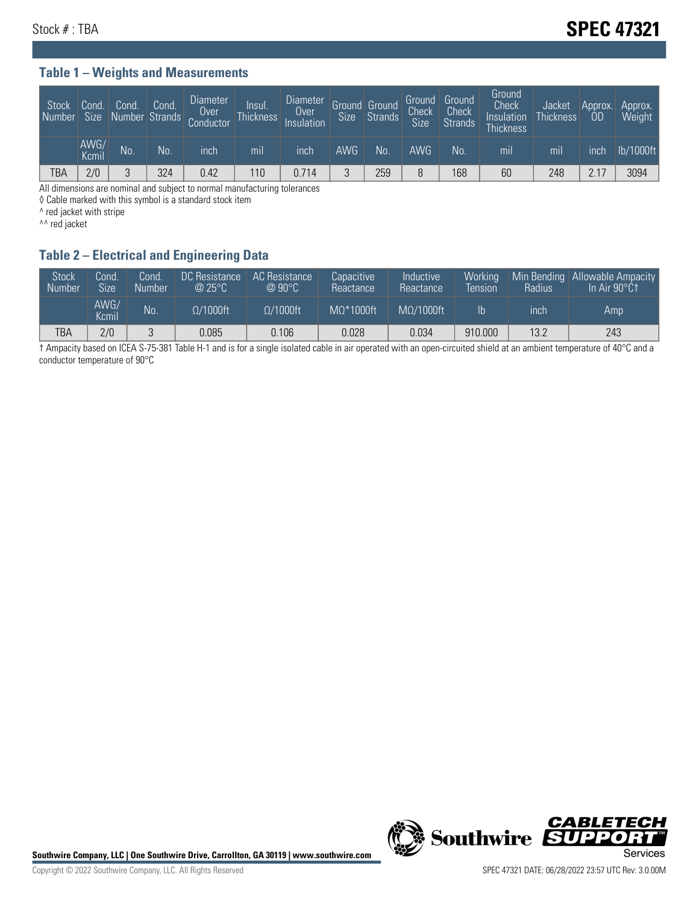Stock # : TBA

# SPEC 47321

## Table 1 – Weights and Measurements

| Stock Number | Cond. Size | Cond. Number | Cond. Strands | Diameter Over Conductor | Insul. Thickness | Diameter Over Insulation | Ground Size | Ground Strands | Ground Check Size | Ground Check Strands | Ground Check Insulation Thickness | Jacket Thickness | Approx. OD | Approx. Weight |
|---|---|---|---|---|---|---|---|---|---|---|---|---|---|---|
| | AWG/ Kcmil | No. | No. | inch | mil | inch | AWG | No. | AWG | No. | mil | mil | inch | lb/1000ft |
| TBA | 2/0 | 3 | 324 | 0.42 | 110 | 0.714 | 3 | 259 | 8 | 168 | 60 | 248 | 2.17 | 3094 |

All dimensions are nominal and subject to normal manufacturing tolerances

◊ Cable marked with this symbol is a standard stock item

^ red jacket with stripe

^^ red jacket

## Table 2 – Electrical and Engineering Data

| Stock Number | Cond. Size | Cond. Number | DC Resistance @ 25°C | AC Resistance @ 90°C | Capacitive Reactance | Inductive Reactance | Working Tension | Min Bending Radius | Allowable Ampacity In Air 90°C† |
|---|---|---|---|---|---|---|---|---|---|
| | AWG/ Kcmil | No. | Ω/1000ft | Ω/1000ft | MΩ*1000ft | MΩ/1000ft | lb | inch | Amp |
| TBA | 2/0 | 3 | 0.085 | 0.106 | 0.028 | 0.034 | 910.000 | 13.2 | 243 |

† Ampacity based on ICEA S-75-381 Table H-1 and is for a single isolated cable in air operated with an open-circuited shield at an ambient temperature of 40°C and a conductor temperature of 90°C

Southwire Company, LLC | One Southwire Drive, Carrollton, GA 30119 | www.southwire.com

Copyright © 2022 Southwire Company, LLC. All Rights Reserved

SPEC 47321 DATE: 06/28/2022 23:57 UTC Rev: 3.0.00M